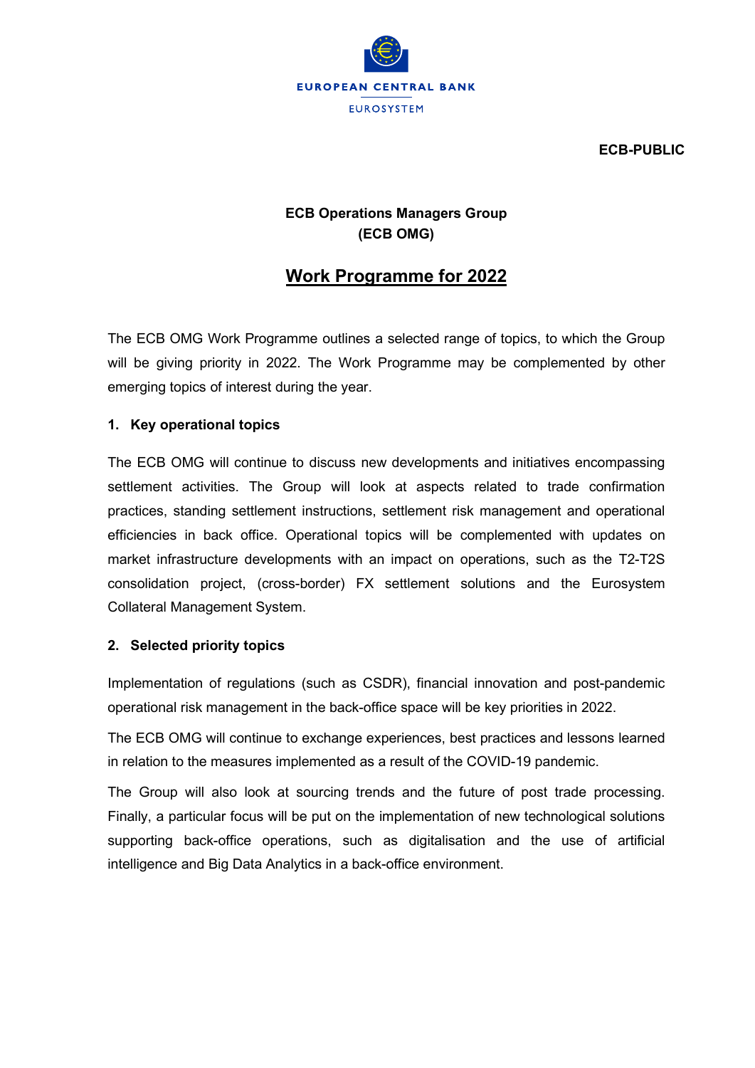**EUROPEAN CENTRAL BANK**

EUROSYSTEM

**ECB-PUBLIC**

**ECB Operations Managers Group**
**(ECB OMG)**

# Work Programme for 2022

The ECB OMG Work Programme outlines a selected range of topics, to which the Group will be giving priority in 2022. The Work Programme may be complemented by other emerging topics of interest during the year.

## 1. Key operational topics

The ECB OMG will continue to discuss new developments and initiatives encompassing settlement activities. The Group will look at aspects related to trade confirmation practices, standing settlement instructions, settlement risk management and operational efficiencies in back office. Operational topics will be complemented with updates on market infrastructure developments with an impact on operations, such as the T2-T2S consolidation project, (cross-border) FX settlement solutions and the Eurosystem Collateral Management System.

## 2. Selected priority topics

Implementation of regulations (such as CSDR), financial innovation and post-pandemic operational risk management in the back-office space will be key priorities in 2022.

The ECB OMG will continue to exchange experiences, best practices and lessons learned in relation to the measures implemented as a result of the COVID-19 pandemic.

The Group will also look at sourcing trends and the future of post trade processing. Finally, a particular focus will be put on the implementation of new technological solutions supporting back-office operations, such as digitalisation and the use of artificial intelligence and Big Data Analytics in a back-office environment.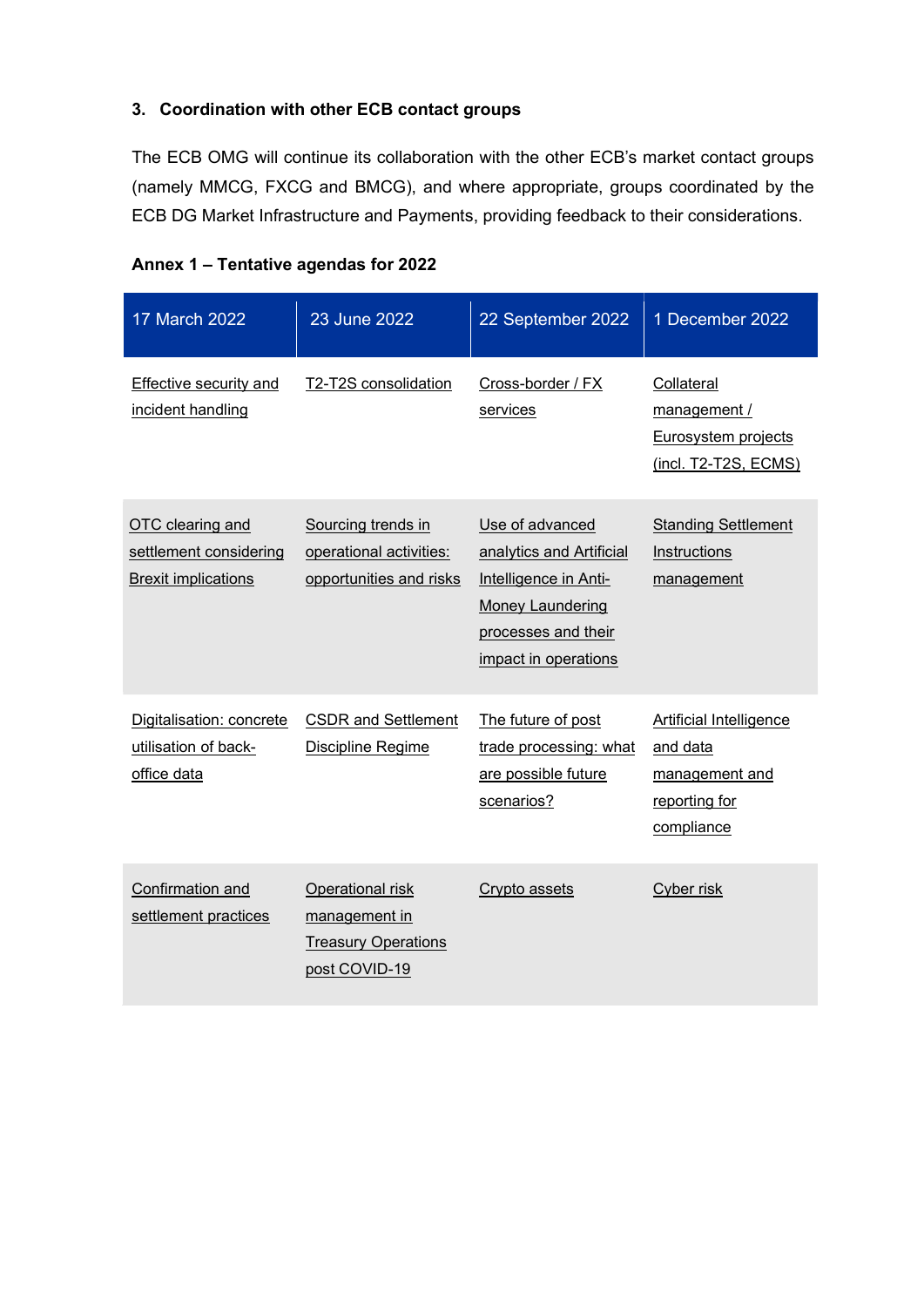### 3. Coordination with other ECB contact groups

The ECB OMG will continue its collaboration with the other ECB's market contact groups (namely MMCG, FXCG and BMCG), and where appropriate, groups coordinated by the ECB DG Market Infrastructure and Payments, providing feedback to their considerations.

**Annex 1 – Tentative agendas for 2022**

| 17 March 2022 | 23 June 2022 | 22 September 2022 | 1 December 2022 |
|---|---|---|---|
| Effective security and incident handling | T2-T2S consolidation | Cross-border / FX services | Collateral management / Eurosystem projects (incl. T2-T2S, ECMS) |
| OTC clearing and settlement considering Brexit implications | Sourcing trends in operational activities: opportunities and risks | Use of advanced analytics and Artificial Intelligence in Anti-Money Laundering processes and their impact in operations | Standing Settlement Instructions management |
| Digitalisation: concrete utilisation of back-office data | CSDR and Settlement Discipline Regime | The future of post trade processing: what are possible future scenarios? | Artificial Intelligence and data management and reporting for compliance |
| Confirmation and settlement practices | Operational risk management in Treasury Operations post COVID-19 | Crypto assets | Cyber risk |